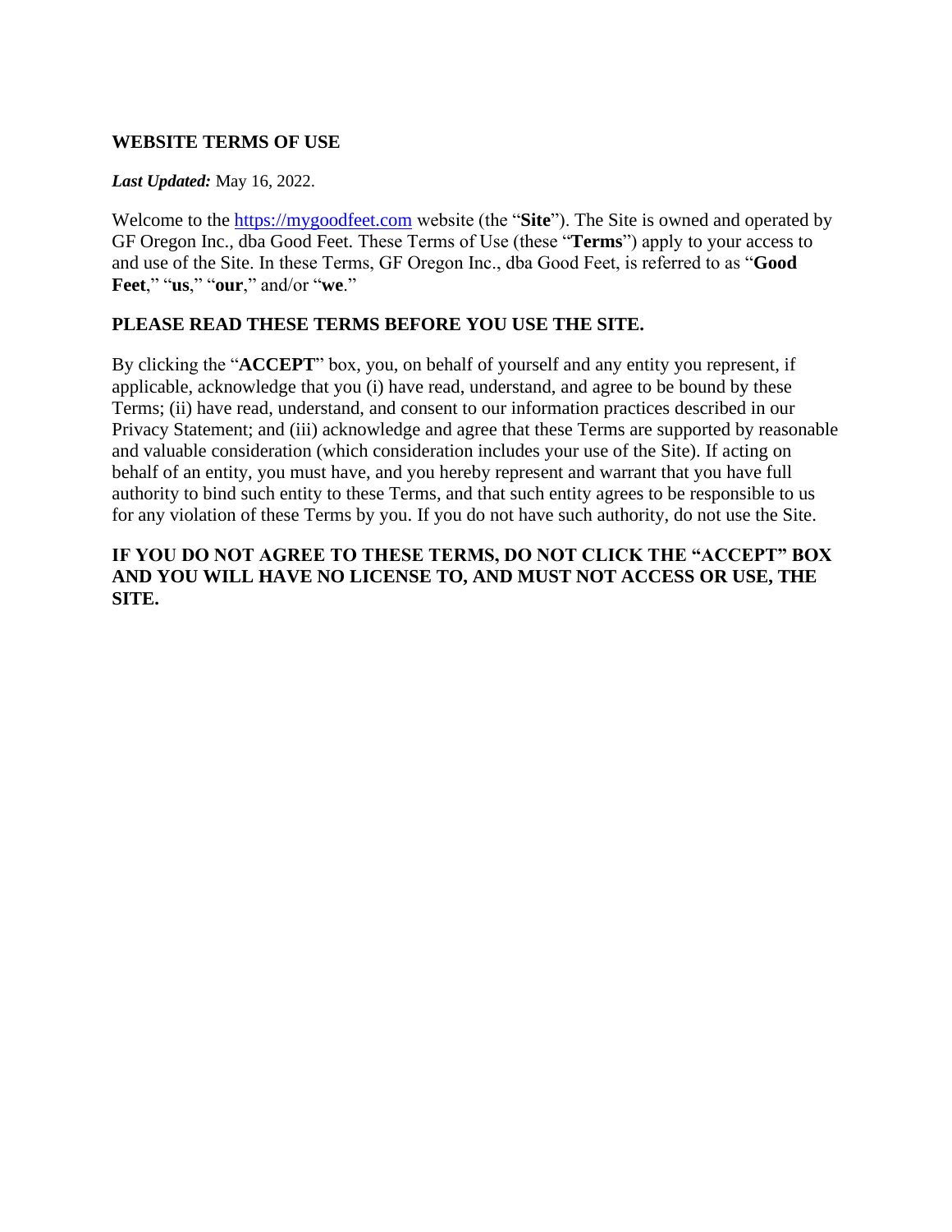# WEBSITE TERMS OF USE

***Last Updated:*** May 16, 2022.

Welcome to the [https://mygoodfeet.com](https://mygoodfeet.com) website (the "**Site**"). The Site is owned and operated by GF Oregon Inc., dba Good Feet. These Terms of Use (these "**Terms**") apply to your access to and use of the Site. In these Terms, GF Oregon Inc., dba Good Feet, is referred to as "**Good Feet**," "**us**," "**our**," and/or "**we**."

## PLEASE READ THESE TERMS BEFORE YOU USE THE SITE.

By clicking the "**ACCEPT**" box, you, on behalf of yourself and any entity you represent, if applicable, acknowledge that you (i) have read, understand, and agree to be bound by these Terms; (ii) have read, understand, and consent to our information practices described in our Privacy Statement; and (iii) acknowledge and agree that these Terms are supported by reasonable and valuable consideration (which consideration includes your use of the Site). If acting on behalf of an entity, you must have, and you hereby represent and warrant that you have full authority to bind such entity to these Terms, and that such entity agrees to be responsible to us for any violation of these Terms by you. If you do not have such authority, do not use the Site.

**IF YOU DO NOT AGREE TO THESE TERMS, DO NOT CLICK THE "ACCEPT" BOX AND YOU WILL HAVE NO LICENSE TO, AND MUST NOT ACCESS OR USE, THE SITE.**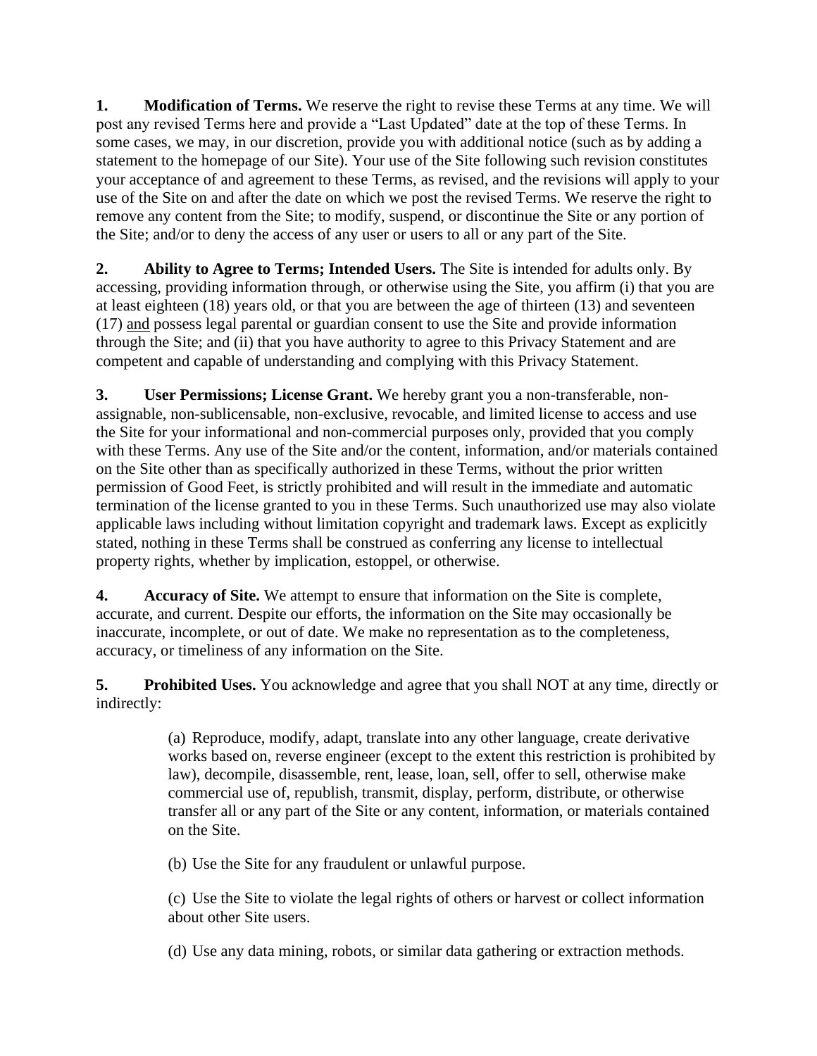**1. Modification of Terms.** We reserve the right to revise these Terms at any time. We will post any revised Terms here and provide a "Last Updated" date at the top of these Terms. In some cases, we may, in our discretion, provide you with additional notice (such as by adding a statement to the homepage of our Site). Your use of the Site following such revision constitutes your acceptance of and agreement to these Terms, as revised, and the revisions will apply to your use of the Site on and after the date on which we post the revised Terms. We reserve the right to remove any content from the Site; to modify, suspend, or discontinue the Site or any portion of the Site; and/or to deny the access of any user or users to all or any part of the Site.

**2. Ability to Agree to Terms; Intended Users.** The Site is intended for adults only. By accessing, providing information through, or otherwise using the Site, you affirm (i) that you are at least eighteen (18) years old, or that you are between the age of thirteen (13) and seventeen (17) and possess legal parental or guardian consent to use the Site and provide information through the Site; and (ii) that you have authority to agree to this Privacy Statement and are competent and capable of understanding and complying with this Privacy Statement.

**3. User Permissions; License Grant.** We hereby grant you a non-transferable, non-assignable, non-sublicensable, non-exclusive, revocable, and limited license to access and use the Site for your informational and non-commercial purposes only, provided that you comply with these Terms. Any use of the Site and/or the content, information, and/or materials contained on the Site other than as specifically authorized in these Terms, without the prior written permission of Good Feet, is strictly prohibited and will result in the immediate and automatic termination of the license granted to you in these Terms. Such unauthorized use may also violate applicable laws including without limitation copyright and trademark laws. Except as explicitly stated, nothing in these Terms shall be construed as conferring any license to intellectual property rights, whether by implication, estoppel, or otherwise.

**4. Accuracy of Site.** We attempt to ensure that information on the Site is complete, accurate, and current. Despite our efforts, the information on the Site may occasionally be inaccurate, incomplete, or out of date. We make no representation as to the completeness, accuracy, or timeliness of any information on the Site.

**5. Prohibited Uses.** You acknowledge and agree that you shall NOT at any time, directly or indirectly:

(a) Reproduce, modify, adapt, translate into any other language, create derivative works based on, reverse engineer (except to the extent this restriction is prohibited by law), decompile, disassemble, rent, lease, loan, sell, offer to sell, otherwise make commercial use of, republish, transmit, display, perform, distribute, or otherwise transfer all or any part of the Site or any content, information, or materials contained on the Site.

(b) Use the Site for any fraudulent or unlawful purpose.

(c) Use the Site to violate the legal rights of others or harvest or collect information about other Site users.

(d) Use any data mining, robots, or similar data gathering or extraction methods.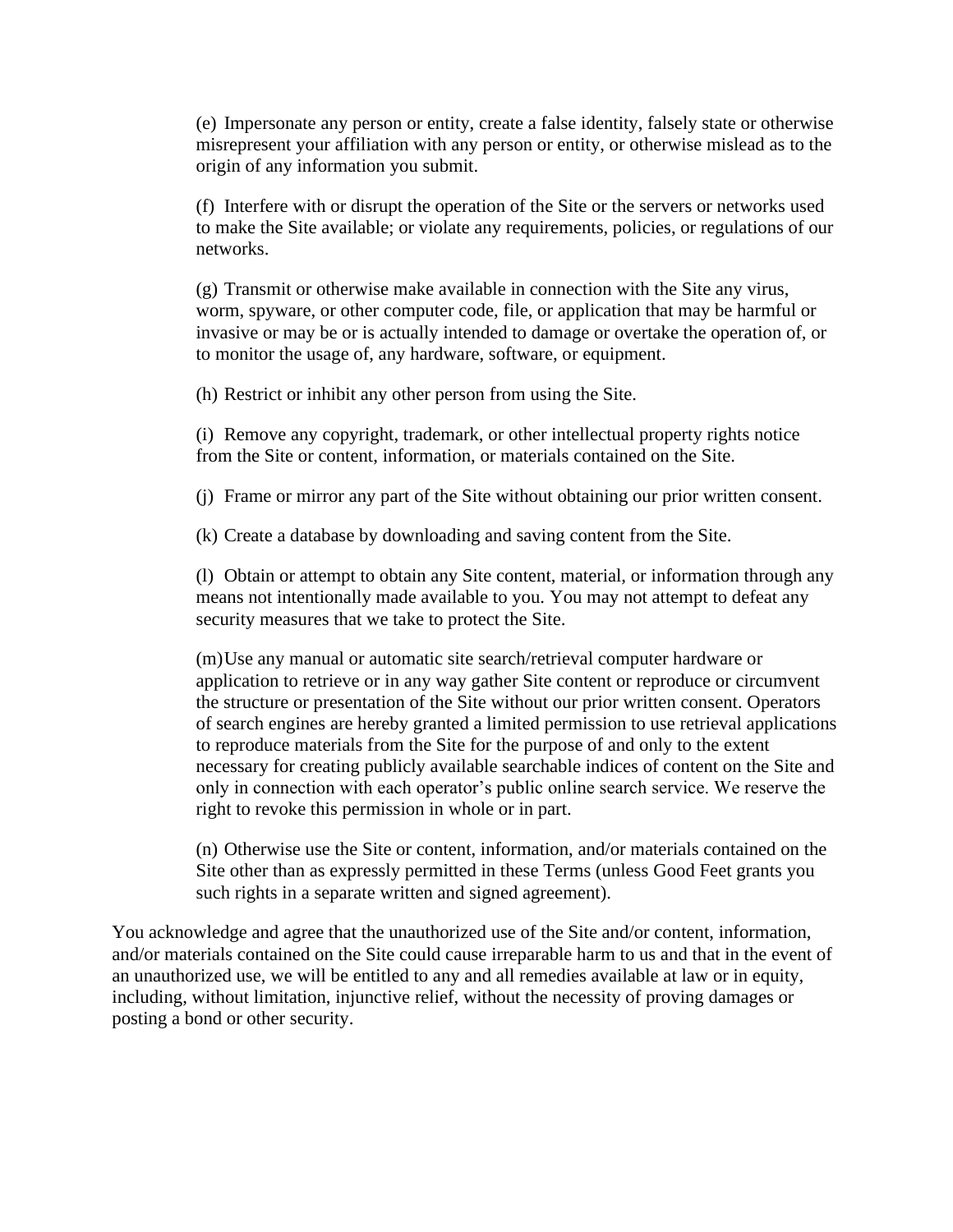(e) Impersonate any person or entity, create a false identity, falsely state or otherwise misrepresent your affiliation with any person or entity, or otherwise mislead as to the origin of any information you submit.

(f) Interfere with or disrupt the operation of the Site or the servers or networks used to make the Site available; or violate any requirements, policies, or regulations of our networks.

(g) Transmit or otherwise make available in connection with the Site any virus, worm, spyware, or other computer code, file, or application that may be harmful or invasive or may be or is actually intended to damage or overtake the operation of, or to monitor the usage of, any hardware, software, or equipment.

(h) Restrict or inhibit any other person from using the Site.

(i) Remove any copyright, trademark, or other intellectual property rights notice from the Site or content, information, or materials contained on the Site.

(j) Frame or mirror any part of the Site without obtaining our prior written consent.

(k) Create a database by downloading and saving content from the Site.

(l) Obtain or attempt to obtain any Site content, material, or information through any means not intentionally made available to you. You may not attempt to defeat any security measures that we take to protect the Site.

(m) Use any manual or automatic site search/retrieval computer hardware or application to retrieve or in any way gather Site content or reproduce or circumvent the structure or presentation of the Site without our prior written consent. Operators of search engines are hereby granted a limited permission to use retrieval applications to reproduce materials from the Site for the purpose of and only to the extent necessary for creating publicly available searchable indices of content on the Site and only in connection with each operator's public online search service. We reserve the right to revoke this permission in whole or in part.

(n) Otherwise use the Site or content, information, and/or materials contained on the Site other than as expressly permitted in these Terms (unless Good Feet grants you such rights in a separate written and signed agreement).

You acknowledge and agree that the unauthorized use of the Site and/or content, information, and/or materials contained on the Site could cause irreparable harm to us and that in the event of an unauthorized use, we will be entitled to any and all remedies available at law or in equity, including, without limitation, injunctive relief, without the necessity of proving damages or posting a bond or other security.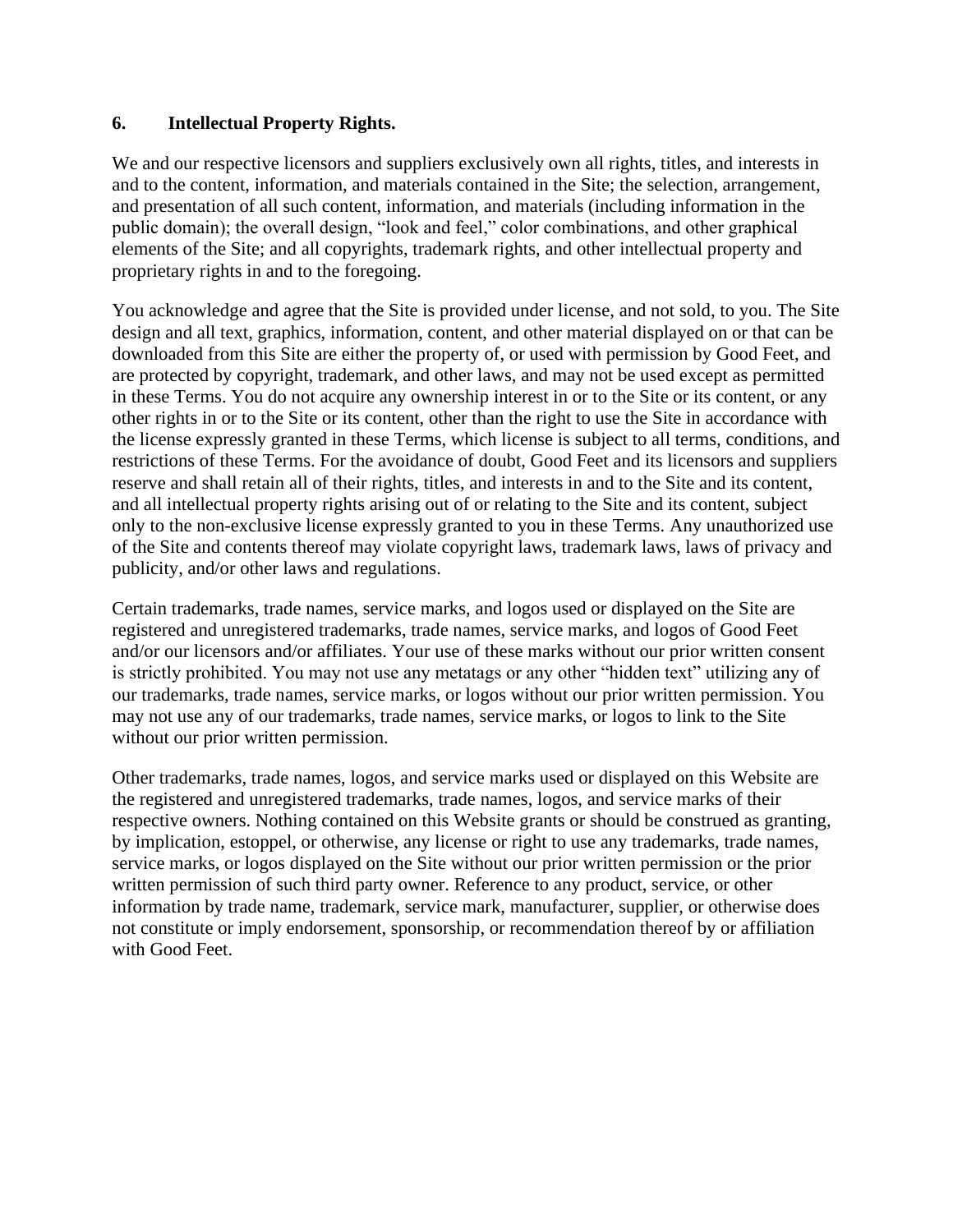## 6. Intellectual Property Rights.

We and our respective licensors and suppliers exclusively own all rights, titles, and interests in and to the content, information, and materials contained in the Site; the selection, arrangement, and presentation of all such content, information, and materials (including information in the public domain); the overall design, "look and feel," color combinations, and other graphical elements of the Site; and all copyrights, trademark rights, and other intellectual property and proprietary rights in and to the foregoing.

You acknowledge and agree that the Site is provided under license, and not sold, to you. The Site design and all text, graphics, information, content, and other material displayed on or that can be downloaded from this Site are either the property of, or used with permission by Good Feet, and are protected by copyright, trademark, and other laws, and may not be used except as permitted in these Terms. You do not acquire any ownership interest in or to the Site or its content, or any other rights in or to the Site or its content, other than the right to use the Site in accordance with the license expressly granted in these Terms, which license is subject to all terms, conditions, and restrictions of these Terms. For the avoidance of doubt, Good Feet and its licensors and suppliers reserve and shall retain all of their rights, titles, and interests in and to the Site and its content, and all intellectual property rights arising out of or relating to the Site and its content, subject only to the non-exclusive license expressly granted to you in these Terms. Any unauthorized use of the Site and contents thereof may violate copyright laws, trademark laws, laws of privacy and publicity, and/or other laws and regulations.

Certain trademarks, trade names, service marks, and logos used or displayed on the Site are registered and unregistered trademarks, trade names, service marks, and logos of Good Feet and/or our licensors and/or affiliates. Your use of these marks without our prior written consent is strictly prohibited. You may not use any metatags or any other "hidden text" utilizing any of our trademarks, trade names, service marks, or logos without our prior written permission. You may not use any of our trademarks, trade names, service marks, or logos to link to the Site without our prior written permission.

Other trademarks, trade names, logos, and service marks used or displayed on this Website are the registered and unregistered trademarks, trade names, logos, and service marks of their respective owners. Nothing contained on this Website grants or should be construed as granting, by implication, estoppel, or otherwise, any license or right to use any trademarks, trade names, service marks, or logos displayed on the Site without our prior written permission or the prior written permission of such third party owner. Reference to any product, service, or other information by trade name, trademark, service mark, manufacturer, supplier, or otherwise does not constitute or imply endorsement, sponsorship, or recommendation thereof by or affiliation with Good Feet.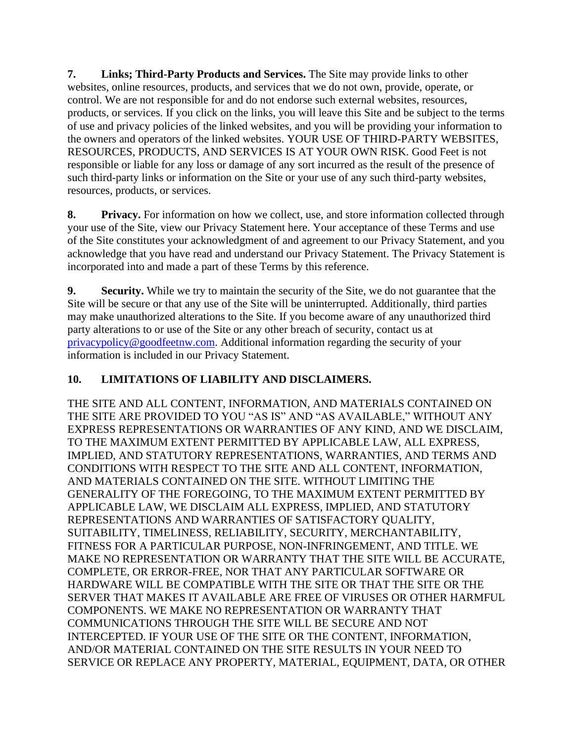**7. Links; Third-Party Products and Services.** The Site may provide links to other websites, online resources, products, and services that we do not own, provide, operate, or control. We are not responsible for and do not endorse such external websites, resources, products, or services. If you click on the links, you will leave this Site and be subject to the terms of use and privacy policies of the linked websites, and you will be providing your information to the owners and operators of the linked websites. YOUR USE OF THIRD-PARTY WEBSITES, RESOURCES, PRODUCTS, AND SERVICES IS AT YOUR OWN RISK. Good Feet is not responsible or liable for any loss or damage of any sort incurred as the result of the presence of such third-party links or information on the Site or your use of any such third-party websites, resources, products, or services.

**8. Privacy.** For information on how we collect, use, and store information collected through your use of the Site, view our Privacy Statement here. Your acceptance of these Terms and use of the Site constitutes your acknowledgment of and agreement to our Privacy Statement, and you acknowledge that you have read and understand our Privacy Statement. The Privacy Statement is incorporated into and made a part of these Terms by this reference.

**9. Security.** While we try to maintain the security of the Site, we do not guarantee that the Site will be secure or that any use of the Site will be uninterrupted. Additionally, third parties may make unauthorized alterations to the Site. If you become aware of any unauthorized third party alterations to or use of the Site or any other breach of security, contact us at privacypolicy@goodfeetnw.com. Additional information regarding the security of your information is included in our Privacy Statement.

**10. LIMITATIONS OF LIABILITY AND DISCLAIMERS.**

THE SITE AND ALL CONTENT, INFORMATION, AND MATERIALS CONTAINED ON THE SITE ARE PROVIDED TO YOU "AS IS" AND "AS AVAILABLE," WITHOUT ANY EXPRESS REPRESENTATIONS OR WARRANTIES OF ANY KIND, AND WE DISCLAIM, TO THE MAXIMUM EXTENT PERMITTED BY APPLICABLE LAW, ALL EXPRESS, IMPLIED, AND STATUTORY REPRESENTATIONS, WARRANTIES, AND TERMS AND CONDITIONS WITH RESPECT TO THE SITE AND ALL CONTENT, INFORMATION, AND MATERIALS CONTAINED ON THE SITE. WITHOUT LIMITING THE GENERALITY OF THE FOREGOING, TO THE MAXIMUM EXTENT PERMITTED BY APPLICABLE LAW, WE DISCLAIM ALL EXPRESS, IMPLIED, AND STATUTORY REPRESENTATIONS AND WARRANTIES OF SATISFACTORY QUALITY, SUITABILITY, TIMELINESS, RELIABILITY, SECURITY, MERCHANTABILITY, FITNESS FOR A PARTICULAR PURPOSE, NON-INFRINGEMENT, AND TITLE. WE MAKE NO REPRESENTATION OR WARRANTY THAT THE SITE WILL BE ACCURATE, COMPLETE, OR ERROR-FREE, NOR THAT ANY PARTICULAR SOFTWARE OR HARDWARE WILL BE COMPATIBLE WITH THE SITE OR THAT THE SITE OR THE SERVER THAT MAKES IT AVAILABLE ARE FREE OF VIRUSES OR OTHER HARMFUL COMPONENTS. WE MAKE NO REPRESENTATION OR WARRANTY THAT COMMUNICATIONS THROUGH THE SITE WILL BE SECURE AND NOT INTERCEPTED. IF YOUR USE OF THE SITE OR THE CONTENT, INFORMATION, AND/OR MATERIAL CONTAINED ON THE SITE RESULTS IN YOUR NEED TO SERVICE OR REPLACE ANY PROPERTY, MATERIAL, EQUIPMENT, DATA, OR OTHER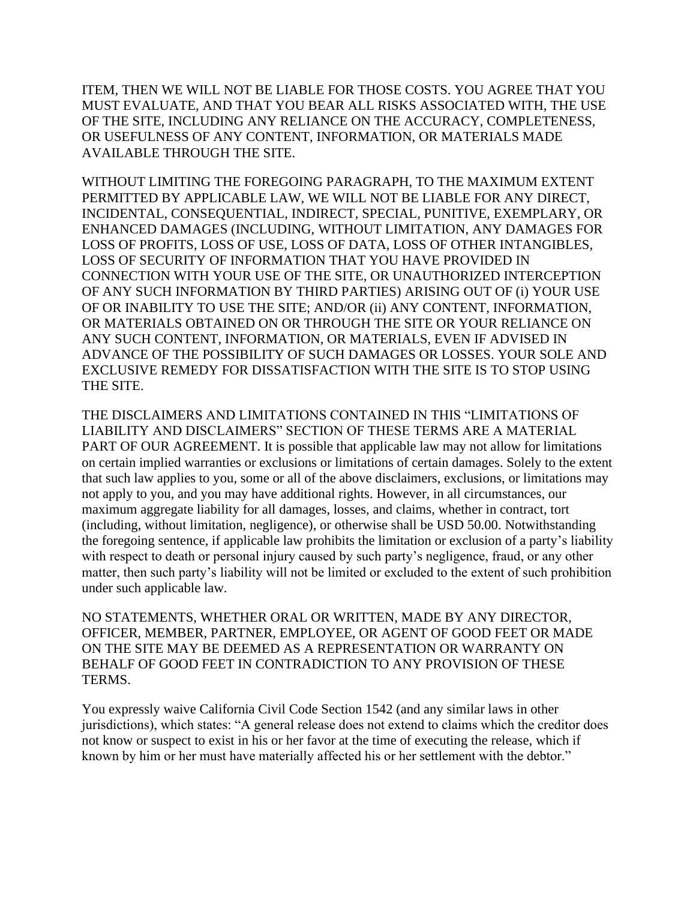ITEM, THEN WE WILL NOT BE LIABLE FOR THOSE COSTS. YOU AGREE THAT YOU MUST EVALUATE, AND THAT YOU BEAR ALL RISKS ASSOCIATED WITH, THE USE OF THE SITE, INCLUDING ANY RELIANCE ON THE ACCURACY, COMPLETENESS, OR USEFULNESS OF ANY CONTENT, INFORMATION, OR MATERIALS MADE AVAILABLE THROUGH THE SITE.

WITHOUT LIMITING THE FOREGOING PARAGRAPH, TO THE MAXIMUM EXTENT PERMITTED BY APPLICABLE LAW, WE WILL NOT BE LIABLE FOR ANY DIRECT, INCIDENTAL, CONSEQUENTIAL, INDIRECT, SPECIAL, PUNITIVE, EXEMPLARY, OR ENHANCED DAMAGES (INCLUDING, WITHOUT LIMITATION, ANY DAMAGES FOR LOSS OF PROFITS, LOSS OF USE, LOSS OF DATA, LOSS OF OTHER INTANGIBLES, LOSS OF SECURITY OF INFORMATION THAT YOU HAVE PROVIDED IN CONNECTION WITH YOUR USE OF THE SITE, OR UNAUTHORIZED INTERCEPTION OF ANY SUCH INFORMATION BY THIRD PARTIES) ARISING OUT OF (i) YOUR USE OF OR INABILITY TO USE THE SITE; AND/OR (ii) ANY CONTENT, INFORMATION, OR MATERIALS OBTAINED ON OR THROUGH THE SITE OR YOUR RELIANCE ON ANY SUCH CONTENT, INFORMATION, OR MATERIALS, EVEN IF ADVISED IN ADVANCE OF THE POSSIBILITY OF SUCH DAMAGES OR LOSSES. YOUR SOLE AND EXCLUSIVE REMEDY FOR DISSATISFACTION WITH THE SITE IS TO STOP USING THE SITE.

THE DISCLAIMERS AND LIMITATIONS CONTAINED IN THIS "LIMITATIONS OF LIABILITY AND DISCLAIMERS" SECTION OF THESE TERMS ARE A MATERIAL PART OF OUR AGREEMENT. It is possible that applicable law may not allow for limitations on certain implied warranties or exclusions or limitations of certain damages. Solely to the extent that such law applies to you, some or all of the above disclaimers, exclusions, or limitations may not apply to you, and you may have additional rights. However, in all circumstances, our maximum aggregate liability for all damages, losses, and claims, whether in contract, tort (including, without limitation, negligence), or otherwise shall be USD 50.00. Notwithstanding the foregoing sentence, if applicable law prohibits the limitation or exclusion of a party's liability with respect to death or personal injury caused by such party's negligence, fraud, or any other matter, then such party's liability will not be limited or excluded to the extent of such prohibition under such applicable law.

NO STATEMENTS, WHETHER ORAL OR WRITTEN, MADE BY ANY DIRECTOR, OFFICER, MEMBER, PARTNER, EMPLOYEE, OR AGENT OF GOOD FEET OR MADE ON THE SITE MAY BE DEEMED AS A REPRESENTATION OR WARRANTY ON BEHALF OF GOOD FEET IN CONTRADICTION TO ANY PROVISION OF THESE TERMS.

You expressly waive California Civil Code Section 1542 (and any similar laws in other jurisdictions), which states: "A general release does not extend to claims which the creditor does not know or suspect to exist in his or her favor at the time of executing the release, which if known by him or her must have materially affected his or her settlement with the debtor."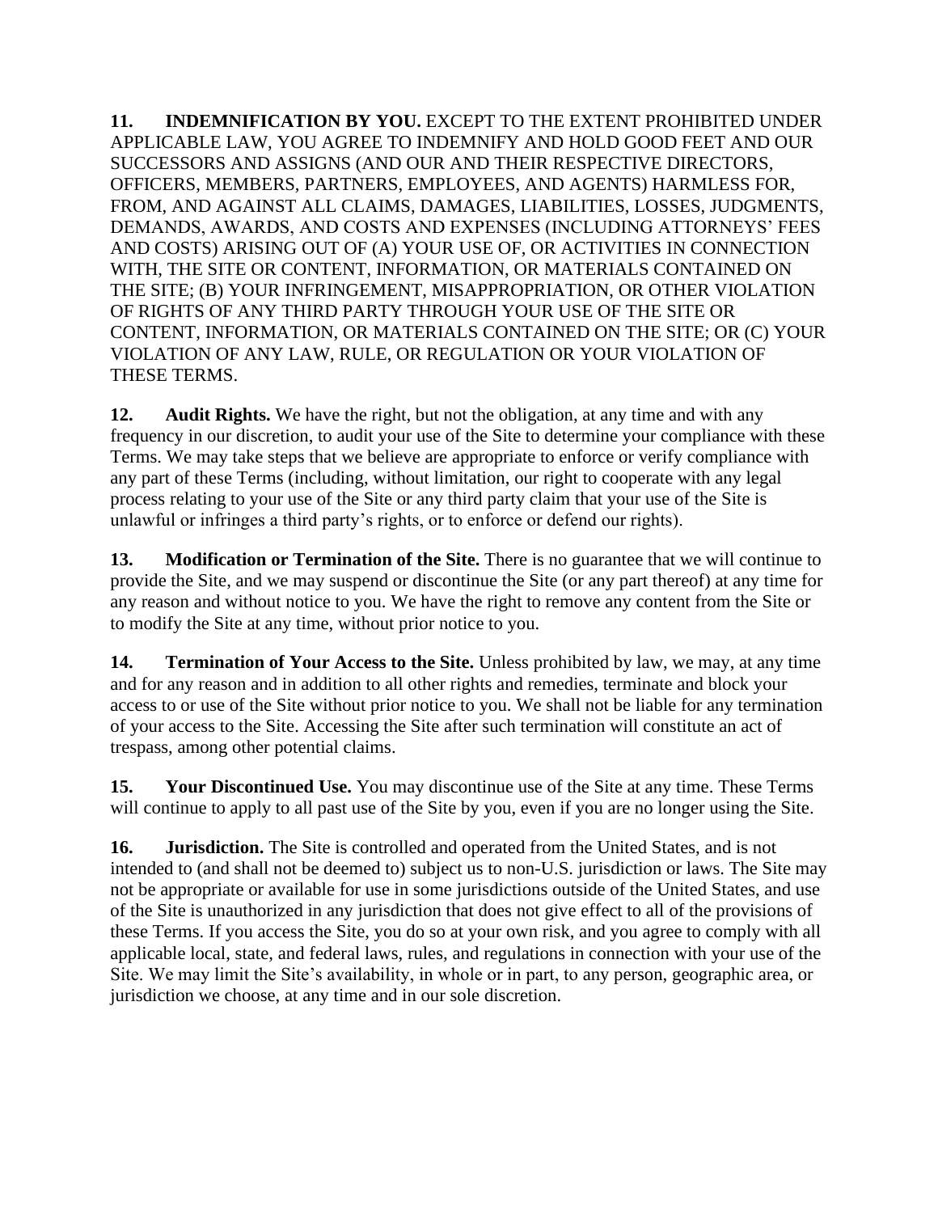**11. INDEMNIFICATION BY YOU.** EXCEPT TO THE EXTENT PROHIBITED UNDER APPLICABLE LAW, YOU AGREE TO INDEMNIFY AND HOLD GOOD FEET AND OUR SUCCESSORS AND ASSIGNS (AND OUR AND THEIR RESPECTIVE DIRECTORS, OFFICERS, MEMBERS, PARTNERS, EMPLOYEES, AND AGENTS) HARMLESS FOR, FROM, AND AGAINST ALL CLAIMS, DAMAGES, LIABILITIES, LOSSES, JUDGMENTS, DEMANDS, AWARDS, AND COSTS AND EXPENSES (INCLUDING ATTORNEYS' FEES AND COSTS) ARISING OUT OF (A) YOUR USE OF, OR ACTIVITIES IN CONNECTION WITH, THE SITE OR CONTENT, INFORMATION, OR MATERIALS CONTAINED ON THE SITE; (B) YOUR INFRINGEMENT, MISAPPROPRIATION, OR OTHER VIOLATION OF RIGHTS OF ANY THIRD PARTY THROUGH YOUR USE OF THE SITE OR CONTENT, INFORMATION, OR MATERIALS CONTAINED ON THE SITE; OR (C) YOUR VIOLATION OF ANY LAW, RULE, OR REGULATION OR YOUR VIOLATION OF THESE TERMS.

**12. Audit Rights.** We have the right, but not the obligation, at any time and with any frequency in our discretion, to audit your use of the Site to determine your compliance with these Terms. We may take steps that we believe are appropriate to enforce or verify compliance with any part of these Terms (including, without limitation, our right to cooperate with any legal process relating to your use of the Site or any third party claim that your use of the Site is unlawful or infringes a third party's rights, or to enforce or defend our rights).

**13. Modification or Termination of the Site.** There is no guarantee that we will continue to provide the Site, and we may suspend or discontinue the Site (or any part thereof) at any time for any reason and without notice to you. We have the right to remove any content from the Site or to modify the Site at any time, without prior notice to you.

**14. Termination of Your Access to the Site.** Unless prohibited by law, we may, at any time and for any reason and in addition to all other rights and remedies, terminate and block your access to or use of the Site without prior notice to you. We shall not be liable for any termination of your access to the Site. Accessing the Site after such termination will constitute an act of trespass, among other potential claims.

**15. Your Discontinued Use.** You may discontinue use of the Site at any time. These Terms will continue to apply to all past use of the Site by you, even if you are no longer using the Site.

**16. Jurisdiction.** The Site is controlled and operated from the United States, and is not intended to (and shall not be deemed to) subject us to non-U.S. jurisdiction or laws. The Site may not be appropriate or available for use in some jurisdictions outside of the United States, and use of the Site is unauthorized in any jurisdiction that does not give effect to all of the provisions of these Terms. If you access the Site, you do so at your own risk, and you agree to comply with all applicable local, state, and federal laws, rules, and regulations in connection with your use of the Site. We may limit the Site's availability, in whole or in part, to any person, geographic area, or jurisdiction we choose, at any time and in our sole discretion.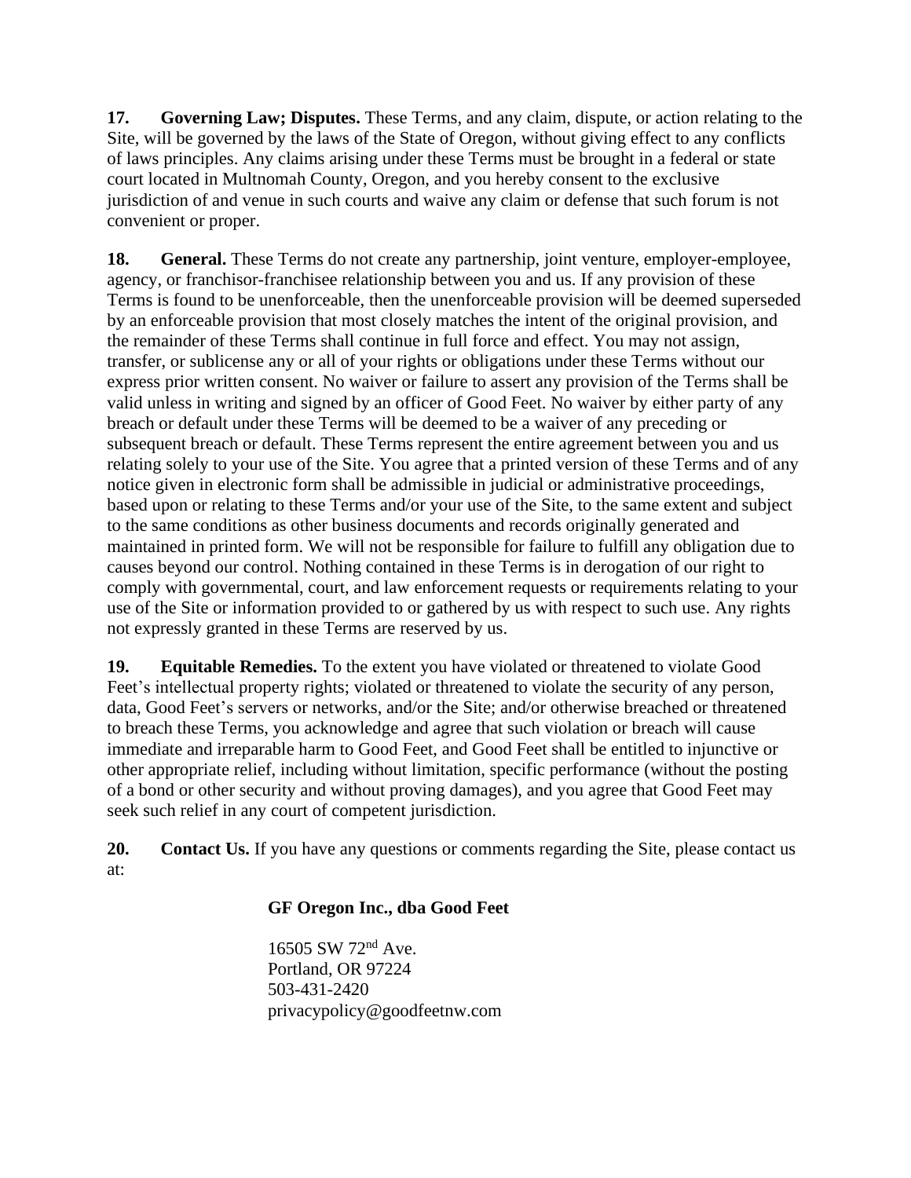**17. Governing Law; Disputes.** These Terms, and any claim, dispute, or action relating to the Site, will be governed by the laws of the State of Oregon, without giving effect to any conflicts of laws principles. Any claims arising under these Terms must be brought in a federal or state court located in Multnomah County, Oregon, and you hereby consent to the exclusive jurisdiction of and venue in such courts and waive any claim or defense that such forum is not convenient or proper.

**18. General.** These Terms do not create any partnership, joint venture, employer-employee, agency, or franchisor-franchisee relationship between you and us. If any provision of these Terms is found to be unenforceable, then the unenforceable provision will be deemed superseded by an enforceable provision that most closely matches the intent of the original provision, and the remainder of these Terms shall continue in full force and effect. You may not assign, transfer, or sublicense any or all of your rights or obligations under these Terms without our express prior written consent. No waiver or failure to assert any provision of the Terms shall be valid unless in writing and signed by an officer of Good Feet. No waiver by either party of any breach or default under these Terms will be deemed to be a waiver of any preceding or subsequent breach or default. These Terms represent the entire agreement between you and us relating solely to your use of the Site. You agree that a printed version of these Terms and of any notice given in electronic form shall be admissible in judicial or administrative proceedings, based upon or relating to these Terms and/or your use of the Site, to the same extent and subject to the same conditions as other business documents and records originally generated and maintained in printed form. We will not be responsible for failure to fulfill any obligation due to causes beyond our control. Nothing contained in these Terms is in derogation of our right to comply with governmental, court, and law enforcement requests or requirements relating to your use of the Site or information provided to or gathered by us with respect to such use. Any rights not expressly granted in these Terms are reserved by us.

**19. Equitable Remedies.** To the extent you have violated or threatened to violate Good Feet's intellectual property rights; violated or threatened to violate the security of any person, data, Good Feet's servers or networks, and/or the Site; and/or otherwise breached or threatened to breach these Terms, you acknowledge and agree that such violation or breach will cause immediate and irreparable harm to Good Feet, and Good Feet shall be entitled to injunctive or other appropriate relief, including without limitation, specific performance (without the posting of a bond or other security and without proving damages), and you agree that Good Feet may seek such relief in any court of competent jurisdiction.

**20. Contact Us.** If you have any questions or comments regarding the Site, please contact us at:

**GF Oregon Inc., dba Good Feet**

16505 SW 72nd Ave.
Portland, OR 97224
503-431-2420
privacypolicy@goodfeetnw.com